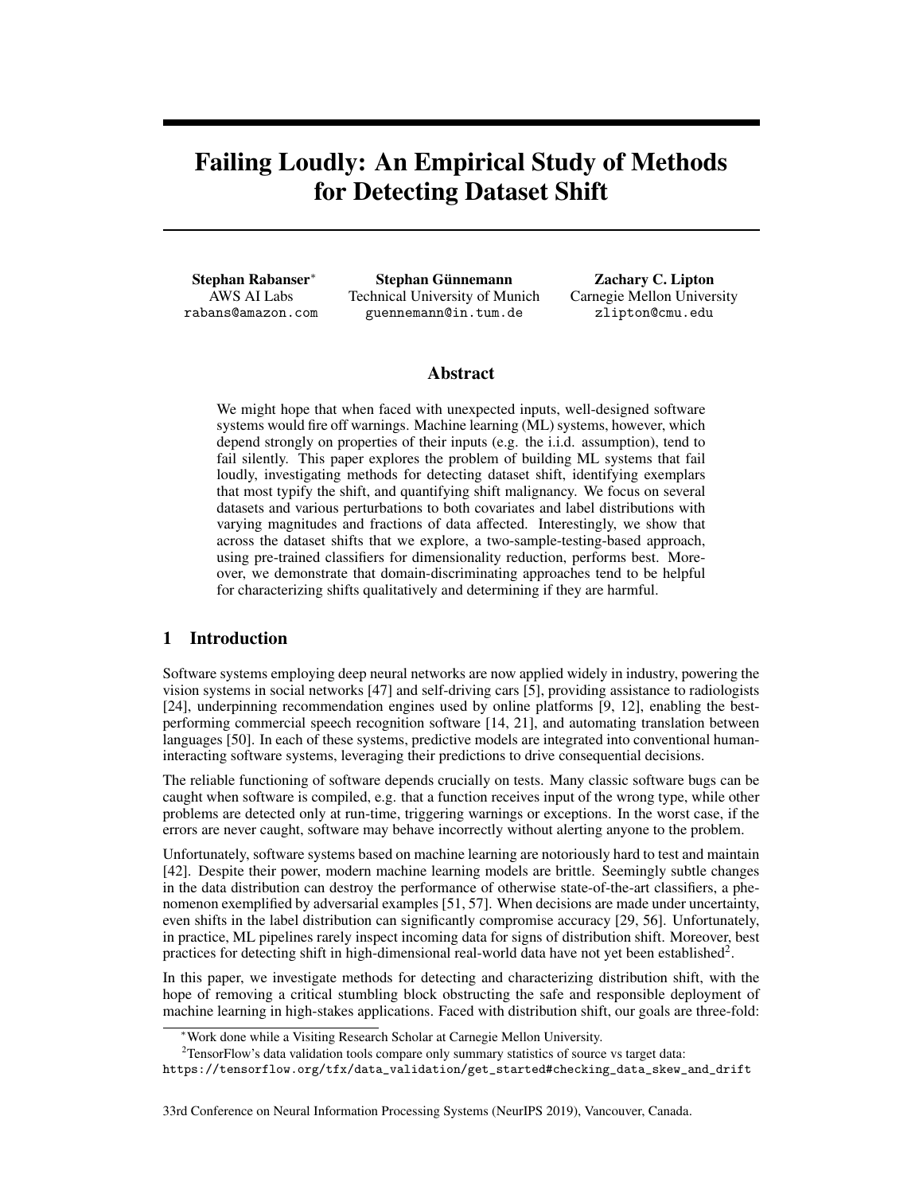# Failing Loudly: An Empirical Study of Methods for Detecting Dataset Shift

**Stephan Rabanser**[*]
AWS AI Labs
rabans@amazon.com

**Stephan Günnemann**
Technical University of Munich
guennemann@in.tum.de

**Zachary C. Lipton**
Carnegie Mellon University
zlipton@cmu.edu

## Abstract

We might hope that when faced with unexpected inputs, well-designed software systems would fire off warnings. Machine learning (ML) systems, however, which depend strongly on properties of their inputs (e.g. the i.i.d. assumption), tend to fail silently. This paper explores the problem of building ML systems that fail loudly, investigating methods for detecting dataset shift, identifying exemplars that most typify the shift, and quantifying shift malignancy. We focus on several datasets and various perturbations to both covariates and label distributions with varying magnitudes and fractions of data affected. Interestingly, we show that across the dataset shifts that we explore, a two-sample-testing-based approach, using pre-trained classifiers for dimensionality reduction, performs best. Moreover, we demonstrate that domain-discriminating approaches tend to be helpful for characterizing shifts qualitatively and determining if they are harmful.

## 1 Introduction

Software systems employing deep neural networks are now applied widely in industry, powering the vision systems in social networks [47] and self-driving cars [5], providing assistance to radiologists [24], underpinning recommendation engines used by online platforms [9, 12], enabling the best-performing commercial speech recognition software [14, 21], and automating translation between languages [50]. In each of these systems, predictive models are integrated into conventional human-interacting software systems, leveraging their predictions to drive consequential decisions.

The reliable functioning of software depends crucially on tests. Many classic software bugs can be caught when software is compiled, e.g. that a function receives input of the wrong type, while other problems are detected only at run-time, triggering warnings or exceptions. In the worst case, if the errors are never caught, software may behave incorrectly without alerting anyone to the problem.

Unfortunately, software systems based on machine learning are notoriously hard to test and maintain [42]. Despite their power, modern machine learning models are brittle. Seemingly subtle changes in the data distribution can destroy the performance of otherwise state-of-the-art classifiers, a phenomenon exemplified by adversarial examples [51, 57]. When decisions are made under uncertainty, even shifts in the label distribution can significantly compromise accuracy [29, 56]. Unfortunately, in practice, ML pipelines rarely inspect incoming data for signs of distribution shift. Moreover, best practices for detecting shift in high-dimensional real-world data have not yet been established[2].

In this paper, we investigate methods for detecting and characterizing distribution shift, with the hope of removing a critical stumbling block obstructing the safe and responsible deployment of machine learning in high-stakes applications. Faced with distribution shift, our goals are three-fold:

[*]Work done while a Visiting Research Scholar at Carnegie Mellon University.

[2]TensorFlow's data validation tools compare only summary statistics of source vs target data: https://tensorflow.org/tfx/data_validation/get_started#checking_data_skew_and_drift

33rd Conference on Neural Information Processing Systems (NeurIPS 2019), Vancouver, Canada.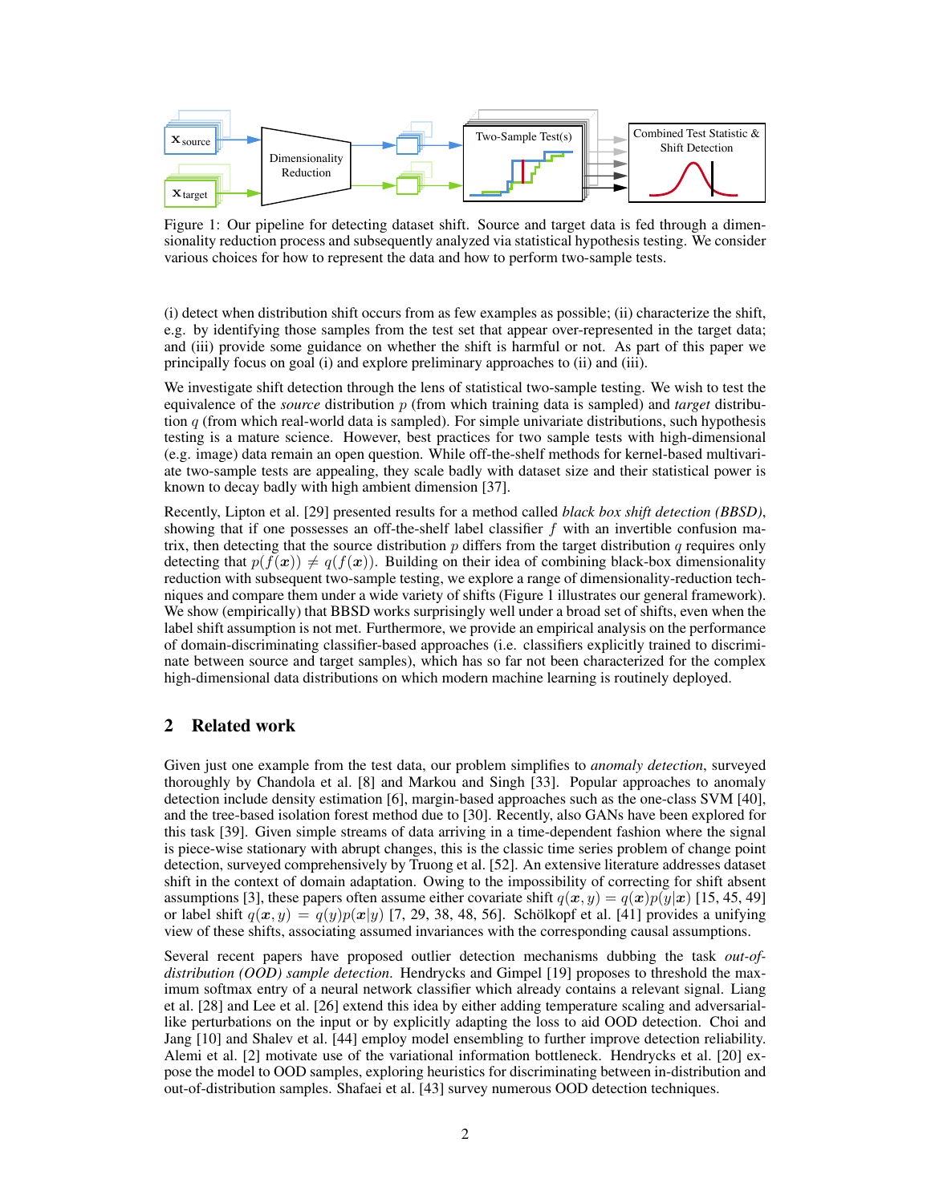Figure 1: Our pipeline for detecting dataset shift. Source and target data is fed through a dimensionality reduction process and subsequently analyzed via statistical hypothesis testing. We consider various choices for how to represent the data and how to perform two-sample tests.

(i) detect when distribution shift occurs from as few examples as possible; (ii) characterize the shift, e.g. by identifying those samples from the test set that appear over-represented in the target data; and (iii) provide some guidance on whether the shift is harmful or not. As part of this paper we principally focus on goal (i) and explore preliminary approaches to (ii) and (iii).

We investigate shift detection through the lens of statistical two-sample testing. We wish to test the equivalence of the *source* distribution $p$ (from which training data is sampled) and *target* distribution $q$ (from which real-world data is sampled). For simple univariate distributions, such hypothesis testing is a mature science. However, best practices for two sample tests with high-dimensional (e.g. image) data remain an open question. While off-the-shelf methods for kernel-based multivariate two-sample tests are appealing, they scale badly with dataset size and their statistical power is known to decay badly with high ambient dimension [37].

Recently, Lipton et al. [29] presented results for a method called *black box shift detection (BBSD)*, showing that if one possesses an off-the-shelf label classifier $f$ with an invertible confusion matrix, then detecting that the source distribution $p$ differs from the target distribution $q$ requires only detecting that $p(f(\boldsymbol{x})) \neq q(f(\boldsymbol{x}))$. Building on their idea of combining black-box dimensionality reduction with subsequent two-sample testing, we explore a range of dimensionality-reduction techniques and compare them under a wide variety of shifts (Figure 1 illustrates our general framework). We show (empirically) that BBSD works surprisingly well under a broad set of shifts, even when the label shift assumption is not met. Furthermore, we provide an empirical analysis on the performance of domain-discriminating classifier-based approaches (i.e. classifiers explicitly trained to discriminate between source and target samples), which has so far not been characterized for the complex high-dimensional data distributions on which modern machine learning is routinely deployed.

## 2 Related work

Given just one example from the test data, our problem simplifies to *anomaly detection*, surveyed thoroughly by Chandola et al. [8] and Markou and Singh [33]. Popular approaches to anomaly detection include density estimation [6], margin-based approaches such as the one-class SVM [40], and the tree-based isolation forest method due to [30]. Recently, also GANs have been explored for this task [39]. Given simple streams of data arriving in a time-dependent fashion where the signal is piece-wise stationary with abrupt changes, this is the classic time series problem of change point detection, surveyed comprehensively by Truong et al. [52]. An extensive literature addresses dataset shift in the context of domain adaptation. Owing to the impossibility of correcting for shift absent assumptions [3], these papers often assume either covariate shift $q(\boldsymbol{x}, y) = q(\boldsymbol{x})p(y|\boldsymbol{x})$ [15, 45, 49] or label shift $q(\boldsymbol{x}, y) = q(y)p(\boldsymbol{x}|y)$ [7, 29, 38, 48, 56]. Schölkopf et al. [41] provides a unifying view of these shifts, associating assumed invariances with the corresponding causal assumptions.

Several recent papers have proposed outlier detection mechanisms dubbing the task *out-of-distribution (OOD) sample detection*. Hendrycks and Gimpel [19] proposes to threshold the maximum softmax entry of a neural network classifier which already contains a relevant signal. Liang et al. [28] and Lee et al. [26] extend this idea by either adding temperature scaling and adversarial-like perturbations on the input or by explicitly adapting the loss to aid OOD detection. Choi and Jang [10] and Shalev et al. [44] employ model ensembling to further improve detection reliability. Alemi et al. [2] motivate use of the variational information bottleneck. Hendrycks et al. [20] expose the model to OOD samples, exploring heuristics for discriminating between in-distribution and out-of-distribution samples. Shafaei et al. [43] survey numerous OOD detection techniques.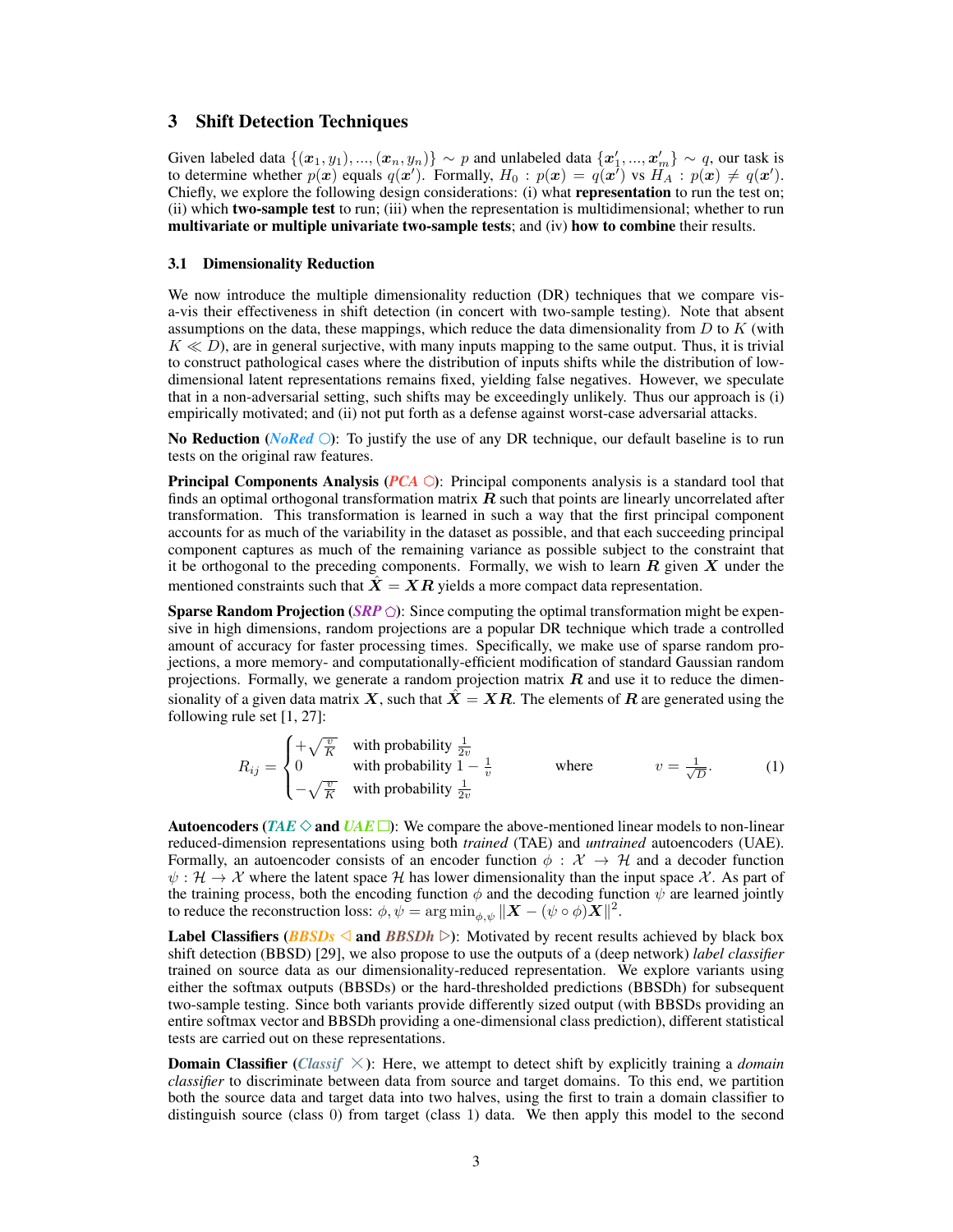## 3 Shift Detection Techniques

Given labeled data $\{(\boldsymbol{x}_1, y_1), ..., (\boldsymbol{x}_n, y_n)\} \sim p$ and unlabeled data $\{\boldsymbol{x}'_1, ..., \boldsymbol{x}'_m\} \sim q$, our task is to determine whether $p(\boldsymbol{x})$ equals $q(\boldsymbol{x}')$. Formally, $H_0 : p(\boldsymbol{x}) = q(\boldsymbol{x}')$ vs $H_A : p(\boldsymbol{x}) \neq q(\boldsymbol{x}')$. Chiefly, we explore the following design considerations: (i) what **representation** to run the test on; (ii) which **two-sample test** to run; (iii) when the representation is multidimensional; whether to run **multivariate or multiple univariate two-sample tests**; and (iv) **how to combine** their results.

### 3.1 Dimensionality Reduction

We now introduce the multiple dimensionality reduction (DR) techniques that we compare vis-a-vis their effectiveness in shift detection (in concert with two-sample testing). Note that absent assumptions on the data, these mappings, which reduce the data dimensionality from $D$ to $K$ (with $K \ll D$), are in general surjective, with many inputs mapping to the same output. Thus, it is trivial to construct pathological cases where the distribution of inputs shifts while the distribution of low-dimensional latent representations remains fixed, yielding false negatives. However, we speculate that in a non-adversarial setting, such shifts may be exceedingly unlikely. Thus our approach is (i) empirically motivated; and (ii) not put forth as a defense against worst-case adversarial attacks.

**No Reduction** (*NoRed* ○): To justify the use of any DR technique, our default baseline is to run tests on the original raw features.

**Principal Components Analysis** (*PCA* ⬡): Principal components analysis is a standard tool that finds an optimal orthogonal transformation matrix $\boldsymbol{R}$ such that points are linearly uncorrelated after transformation. This transformation is learned in such a way that the first principal component accounts for as much of the variability in the dataset as possible, and that each succeeding principal component captures as much of the remaining variance as possible subject to the constraint that it be orthogonal to the preceding components. Formally, we wish to learn $\boldsymbol{R}$ given $\boldsymbol{X}$ under the mentioned constraints such that $\hat{\boldsymbol{X}} = \boldsymbol{X}\boldsymbol{R}$ yields a more compact data representation.

**Sparse Random Projection** (*SRP* ⬠): Since computing the optimal transformation might be expensive in high dimensions, random projections are a popular DR technique which trade a controlled amount of accuracy for faster processing times. Specifically, we make use of sparse random projections, a more memory- and computationally-efficient modification of standard Gaussian random projections. Formally, we generate a random projection matrix $\boldsymbol{R}$ and use it to reduce the dimensionality of a given data matrix $\boldsymbol{X}$, such that $\hat{\boldsymbol{X}} = \boldsymbol{X}\boldsymbol{R}$. The elements of $\boldsymbol{R}$ are generated using the following rule set [1, 27]:

$$R_{ij} = \begin{cases} +\sqrt{\frac{v}{K}} & \text{with probability } \frac{1}{2v} \\ 0 & \text{with probability } 1 - \frac{1}{v} \\ -\sqrt{\frac{v}{K}} & \text{with probability } \frac{1}{2v} \end{cases} \qquad \text{where} \qquad v = \frac{1}{\sqrt{D}}. \tag{1}$$

**Autoencoders** (*TAE* ◇ **and** *UAE* □): We compare the above-mentioned linear models to non-linear reduced-dimension representations using both *trained* (TAE) and *untrained* autoencoders (UAE). Formally, an autoencoder consists of an encoder function $\phi : \mathcal{X} \to \mathcal{H}$ and a decoder function $\psi : \mathcal{H} \to \mathcal{X}$ where the latent space $\mathcal{H}$ has lower dimensionality than the input space $\mathcal{X}$. As part of the training process, both the encoding function $\phi$ and the decoding function $\psi$ are learned jointly to reduce the reconstruction loss: $\phi, \psi = \arg\min_{\phi,\psi} \|\boldsymbol{X} - (\psi \circ \phi)\boldsymbol{X}\|^2$.

**Label Classifiers** (*BBSDs* ◁ **and** *BBSDh* ▷): Motivated by recent results achieved by black box shift detection (BBSD) [29], we also propose to use the outputs of a (deep network) *label classifier* trained on source data as our dimensionality-reduced representation. We explore variants using either the softmax outputs (BBSDs) or the hard-thresholded predictions (BBSDh) for subsequent two-sample testing. Since both variants provide differently sized output (with BBSDs providing an entire softmax vector and BBSDh providing a one-dimensional class prediction), different statistical tests are carried out on these representations.

**Domain Classifier** (*Classif* ×): Here, we attempt to detect shift by explicitly training a *domain classifier* to discriminate between data from source and target domains. To this end, we partition both the source data and target data into two halves, using the first to train a domain classifier to distinguish source (class 0) from target (class 1) data. We then apply this model to the second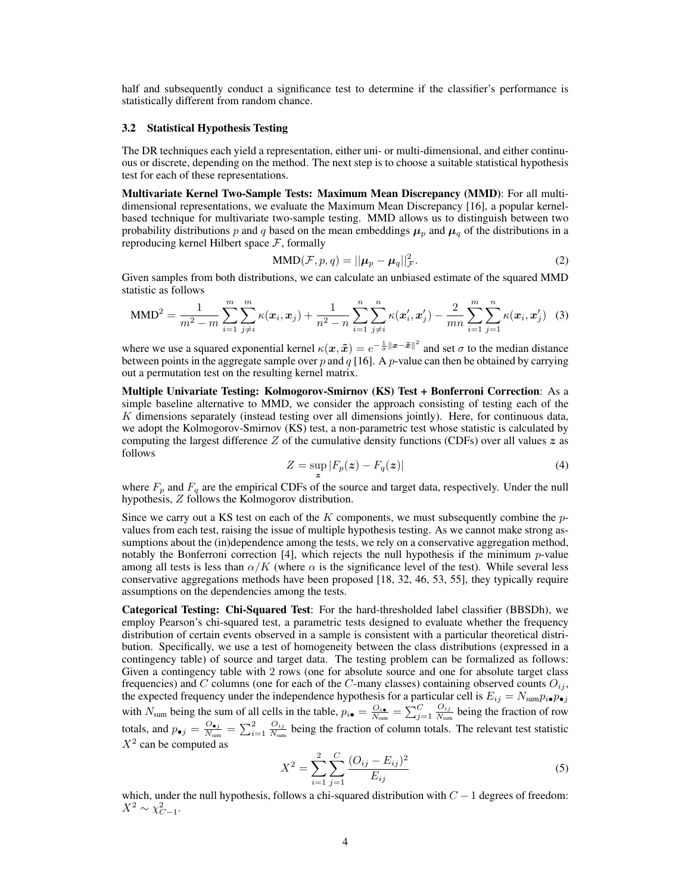half and subsequently conduct a significance test to determine if the classifier's performance is statistically different from random chance.

### 3.2 Statistical Hypothesis Testing

The DR techniques each yield a representation, either uni- or multi-dimensional, and either continuous or discrete, depending on the method. The next step is to choose a suitable statistical hypothesis test for each of these representations.

**Multivariate Kernel Two-Sample Tests: Maximum Mean Discrepancy (MMD)**: For all multi-dimensional representations, we evaluate the Maximum Mean Discrepancy [16], a popular kernel-based technique for multivariate two-sample testing. MMD allows us to distinguish between two probability distributions $p$ and $q$ based on the mean embeddings $\boldsymbol{\mu}_p$ and $\boldsymbol{\mu}_q$ of the distributions in a reproducing kernel Hilbert space $\mathcal{F}$, formally

$$\text{MMD}(\mathcal{F}, p, q) = ||\boldsymbol{\mu}_p - \boldsymbol{\mu}_q||^2_{\mathcal{F}}. \tag{2}$$

Given samples from both distributions, we can calculate an unbiased estimate of the squared MMD statistic as follows

$$\text{MMD}^2 = \frac{1}{m^2 - m}\sum_{i=1}^{m}\sum_{j\neq i}^{m}\kappa(\boldsymbol{x}_i, \boldsymbol{x}_j) + \frac{1}{n^2 - n}\sum_{i=1}^{n}\sum_{j\neq i}^{n}\kappa(\boldsymbol{x}'_i, \boldsymbol{x}'_j) - \frac{2}{mn}\sum_{i=1}^{m}\sum_{j=1}^{n}\kappa(\boldsymbol{x}_i, \boldsymbol{x}'_j) \tag{3}$$

where we use a squared exponential kernel $\kappa(\boldsymbol{x}, \tilde{\boldsymbol{x}}) = e^{-\frac{1}{\sigma}\|\boldsymbol{x} - \tilde{\boldsymbol{x}}\|^2}$ and set $\sigma$ to the median distance between points in the aggregate sample over $p$ and $q$ [16]. A $p$-value can then be obtained by carrying out a permutation test on the resulting kernel matrix.

**Multiple Univariate Testing: Kolmogorov-Smirnov (KS) Test + Bonferroni Correction**: As a simple baseline alternative to MMD, we consider the approach consisting of testing each of the $K$ dimensions separately (instead testing over all dimensions jointly). Here, for continuous data, we adopt the Kolmogorov-Smirnov (KS) test, a non-parametric test whose statistic is calculated by computing the largest difference $Z$ of the cumulative density functions (CDFs) over all values $\boldsymbol{z}$ as follows

$$Z = \sup_{\boldsymbol{z}} |F_p(\boldsymbol{z}) - F_q(\boldsymbol{z})| \tag{4}$$

where $F_p$ and $F_q$ are the empirical CDFs of the source and target data, respectively. Under the null hypothesis, $Z$ follows the Kolmogorov distribution.

Since we carry out a KS test on each of the $K$ components, we must subsequently combine the $p$-values from each test, raising the issue of multiple hypothesis testing. As we cannot make strong assumptions about the (in)dependence among the tests, we rely on a conservative aggregation method, notably the Bonferroni correction [4], which rejects the null hypothesis if the minimum $p$-value among all tests is less than $\alpha/K$ (where $\alpha$ is the significance level of the test). While several less conservative aggregations methods have been proposed [18, 32, 46, 53, 55], they typically require assumptions on the dependencies among the tests.

**Categorical Testing: Chi-Squared Test**: For the hard-thresholded label classifier (BBSDh), we employ Pearson's chi-squared test, a parametric tests designed to evaluate whether the frequency distribution of certain events observed in a sample is consistent with a particular theoretical distribution. Specifically, we use a test of homogeneity between the class distributions (expressed in a contingency table) of source and target data. The testing problem can be formalized as follows: Given a contingency table with 2 rows (one for absolute source and one for absolute target class frequencies) and $C$ columns (one for each of the $C$-many classes) containing observed counts $O_{ij}$, the expected frequency under the independence hypothesis for a particular cell is $E_{ij} = N_{\text{sum}} p_{i\bullet} p_{\bullet j}$ with $N_{\text{sum}}$ being the sum of all cells in the table, $p_{i\bullet} = \frac{O_{i\bullet}}{N_{\text{sum}}} = \sum_{j=1}^{C} \frac{O_{ij}}{N_{\text{sum}}}$ being the fraction of row totals, and $p_{\bullet j} = \frac{O_{\bullet j}}{N_{\text{sum}}} = \sum_{i=1}^{2} \frac{O_{ij}}{N_{\text{sum}}}$ being the fraction of column totals. The relevant test statistic $X^2$ can be computed as

$$X^2 = \sum_{i=1}^{2}\sum_{j=1}^{C}\frac{(O_{ij} - E_{ij})^2}{E_{ij}} \tag{5}$$

which, under the null hypothesis, follows a chi-squared distribution with $C - 1$ degrees of freedom: $X^2 \sim \chi^2_{C-1}$.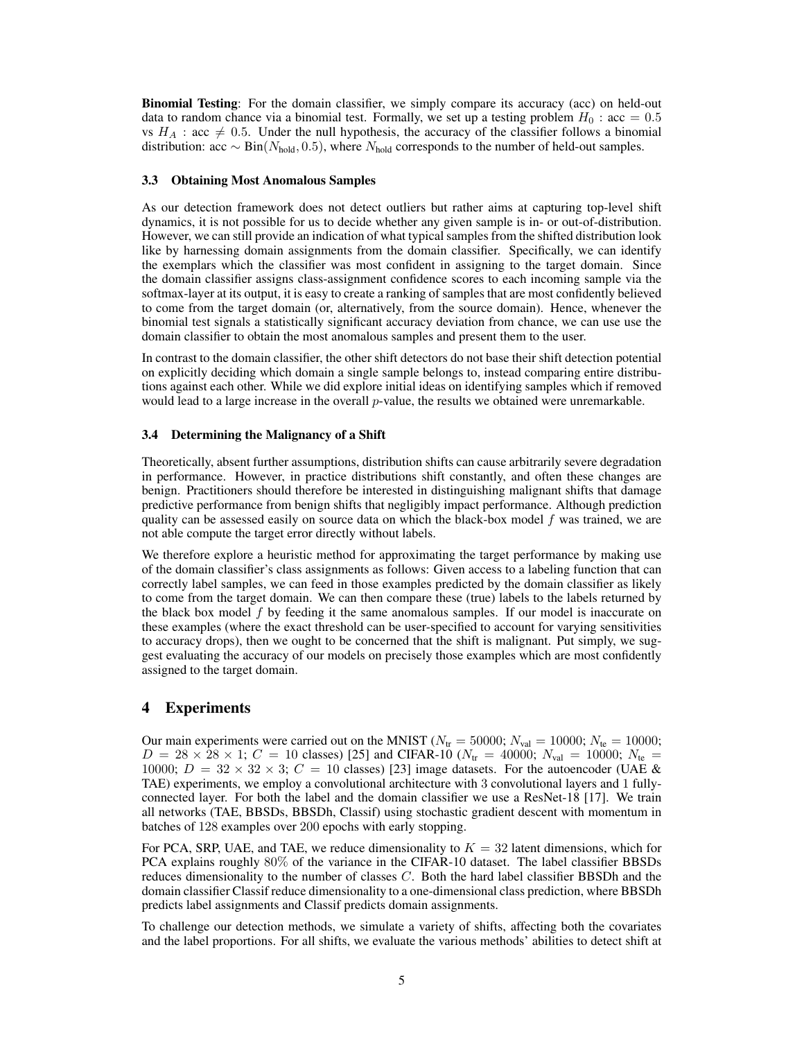**Binomial Testing**: For the domain classifier, we simply compare its accuracy (acc) on held-out data to random chance via a binomial test. Formally, we set up a testing problem $H_0$ : acc $= 0.5$ vs $H_A$ : acc $\neq 0.5$. Under the null hypothesis, the accuracy of the classifier follows a binomial distribution: acc $\sim \text{Bin}(N_{\text{hold}}, 0.5)$, where $N_{\text{hold}}$ corresponds to the number of held-out samples.

### 3.3 Obtaining Most Anomalous Samples

As our detection framework does not detect outliers but rather aims at capturing top-level shift dynamics, it is not possible for us to decide whether any given sample is in- or out-of-distribution. However, we can still provide an indication of what typical samples from the shifted distribution look like by harnessing domain assignments from the domain classifier. Specifically, we can identify the exemplars which the classifier was most confident in assigning to the target domain. Since the domain classifier assigns class-assignment confidence scores to each incoming sample via the softmax-layer at its output, it is easy to create a ranking of samples that are most confidently believed to come from the target domain (or, alternatively, from the source domain). Hence, whenever the binomial test signals a statistically significant accuracy deviation from chance, we can use use the domain classifier to obtain the most anomalous samples and present them to the user.

In contrast to the domain classifier, the other shift detectors do not base their shift detection potential on explicitly deciding which domain a single sample belongs to, instead comparing entire distributions against each other. While we did explore initial ideas on identifying samples which if removed would lead to a large increase in the overall $p$-value, the results we obtained were unremarkable.

### 3.4 Determining the Malignancy of a Shift

Theoretically, absent further assumptions, distribution shifts can cause arbitrarily severe degradation in performance. However, in practice distributions shift constantly, and often these changes are benign. Practitioners should therefore be interested in distinguishing malignant shifts that damage predictive performance from benign shifts that negligibly impact performance. Although prediction quality can be assessed easily on source data on which the black-box model $f$ was trained, we are not able compute the target error directly without labels.

We therefore explore a heuristic method for approximating the target performance by making use of the domain classifier's class assignments as follows: Given access to a labeling function that can correctly label samples, we can feed in those examples predicted by the domain classifier as likely to come from the target domain. We can then compare these (true) labels to the labels returned by the black box model $f$ by feeding it the same anomalous samples. If our model is inaccurate on these examples (where the exact threshold can be user-specified to account for varying sensitivities to accuracy drops), then we ought to be concerned that the shift is malignant. Put simply, we suggest evaluating the accuracy of our models on precisely those examples which are most confidently assigned to the target domain.

## 4 Experiments

Our main experiments were carried out on the MNIST ($N_{\text{tr}} = 50000$; $N_{\text{val}} = 10000$; $N_{\text{te}} = 10000$; $D = 28 \times 28 \times 1$; $C = 10$ classes) [25] and CIFAR-10 ($N_{\text{tr}} = 40000$; $N_{\text{val}} = 10000$; $N_{\text{te}} = 10000$; $D = 32 \times 32 \times 3$; $C = 10$ classes) [23] image datasets. For the autoencoder (UAE & TAE) experiments, we employ a convolutional architecture with 3 convolutional layers and 1 fully-connected layer. For both the label and the domain classifier we use a ResNet-18 [17]. We train all networks (TAE, BBSDs, BBSDh, Classif) using stochastic gradient descent with momentum in batches of 128 examples over 200 epochs with early stopping.

For PCA, SRP, UAE, and TAE, we reduce dimensionality to $K = 32$ latent dimensions, which for PCA explains roughly 80% of the variance in the CIFAR-10 dataset. The label classifier BBSDs reduces dimensionality to the number of classes $C$. Both the hard label classifier BBSDh and the domain classifier Classif reduce dimensionality to a one-dimensional class prediction, where BBSDh predicts label assignments and Classif predicts domain assignments.

To challenge our detection methods, we simulate a variety of shifts, affecting both the covariates and the label proportions. For all shifts, we evaluate the various methods' abilities to detect shift at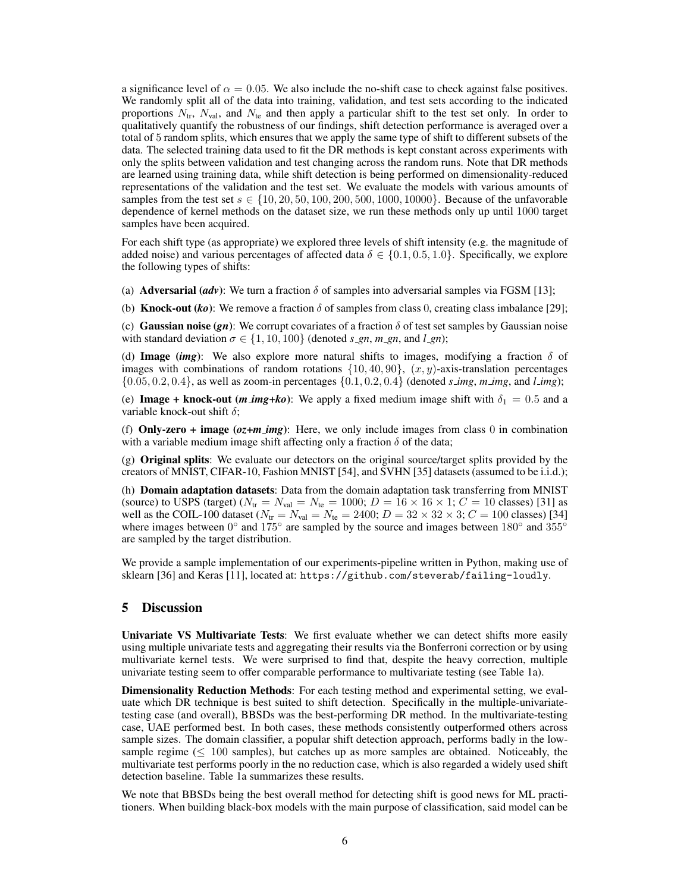a significance level of $\alpha = 0.05$. We also include the no-shift case to check against false positives. We randomly split all of the data into training, validation, and test sets according to the indicated proportions $N_{\text{tr}}$, $N_{\text{val}}$, and $N_{\text{te}}$ and then apply a particular shift to the test set only. In order to qualitatively quantify the robustness of our findings, shift detection performance is averaged over a total of 5 random splits, which ensures that we apply the same type of shift to different subsets of the data. The selected training data used to fit the DR methods is kept constant across experiments with only the splits between validation and test changing across the random runs. Note that DR methods are learned using training data, while shift detection is being performed on dimensionality-reduced representations of the validation and the test set. We evaluate the models with various amounts of samples from the test set $s \in \{10, 20, 50, 100, 200, 500, 1000, 10000\}$. Because of the unfavorable dependence of kernel methods on the dataset size, we run these methods only up until 1000 target samples have been acquired.

For each shift type (as appropriate) we explored three levels of shift intensity (e.g. the magnitude of added noise) and various percentages of affected data $\delta \in \{0.1, 0.5, 1.0\}$. Specifically, we explore the following types of shifts:

(a) **Adversarial (*adv*)**: We turn a fraction $\delta$ of samples into adversarial samples via FGSM [13];

(b) **Knock-out (*ko*)**: We remove a fraction $\delta$ of samples from class 0, creating class imbalance [29];

(c) **Gaussian noise (*gn*)**: We corrupt covariates of a fraction $\delta$ of test set samples by Gaussian noise with standard deviation $\sigma \in \{1, 10, 100\}$ (denoted *s_gn*, *m_gn*, and *l_gn*);

(d) **Image (*img*)**: We also explore more natural shifts to images, modifying a fraction $\delta$ of images with combinations of random rotations $\{10, 40, 90\}$, $(x, y)$-axis-translation percentages $\{0.05, 0.2, 0.4\}$, as well as zoom-in percentages $\{0.1, 0.2, 0.4\}$ (denoted *s_img*, *m_img*, and *l_img*);

(e) **Image + knock-out (*m_img+ko*)**: We apply a fixed medium image shift with $\delta_1 = 0.5$ and a variable knock-out shift $\delta$;

(f) **Only-zero + image (*oz+m_img*)**: Here, we only include images from class 0 in combination with a variable medium image shift affecting only a fraction $\delta$ of the data;

(g) **Original splits**: We evaluate our detectors on the original source/target splits provided by the creators of MNIST, CIFAR-10, Fashion MNIST [54], and SVHN [35] datasets (assumed to be i.i.d.);

(h) **Domain adaptation datasets**: Data from the domain adaptation task transferring from MNIST (source) to USPS (target) ($N_{\text{tr}} = N_{\text{val}} = N_{\text{te}} = 1000$; $D = 16 \times 16 \times 1$; $C = 10$ classes) [31] as well as the COIL-100 dataset ($N_{\text{tr}} = N_{\text{val}} = N_{\text{te}} = 2400$; $D = 32 \times 32 \times 3$; $C = 100$ classes) [34] where images between $0^\circ$ and $175^\circ$ are sampled by the source and images between $180^\circ$ and $355^\circ$ are sampled by the target distribution.

We provide a sample implementation of our experiments-pipeline written in Python, making use of sklearn [36] and Keras [11], located at: `https://github.com/steverab/failing-loudly`.

## 5 Discussion

**Univariate VS Multivariate Tests**: We first evaluate whether we can detect shifts more easily using multiple univariate tests and aggregating their results via the Bonferroni correction or by using multivariate kernel tests. We were surprised to find that, despite the heavy correction, multiple univariate testing seem to offer comparable performance to multivariate testing (see Table 1a).

**Dimensionality Reduction Methods**: For each testing method and experimental setting, we evaluate which DR technique is best suited to shift detection. Specifically in the multiple-univariate-testing case (and overall), BBSDs was the best-performing DR method. In the multivariate-testing case, UAE performed best. In both cases, these methods consistently outperformed others across sample sizes. The domain classifier, a popular shift detection approach, performs badly in the low-sample regime ($\leq 100$ samples), but catches up as more samples are obtained. Noticeably, the multivariate test performs poorly in the no reduction case, which is also regarded a widely used shift detection baseline. Table 1a summarizes these results.

We note that BBSDs being the best overall method for detecting shift is good news for ML practitioners. When building black-box models with the main purpose of classification, said model can be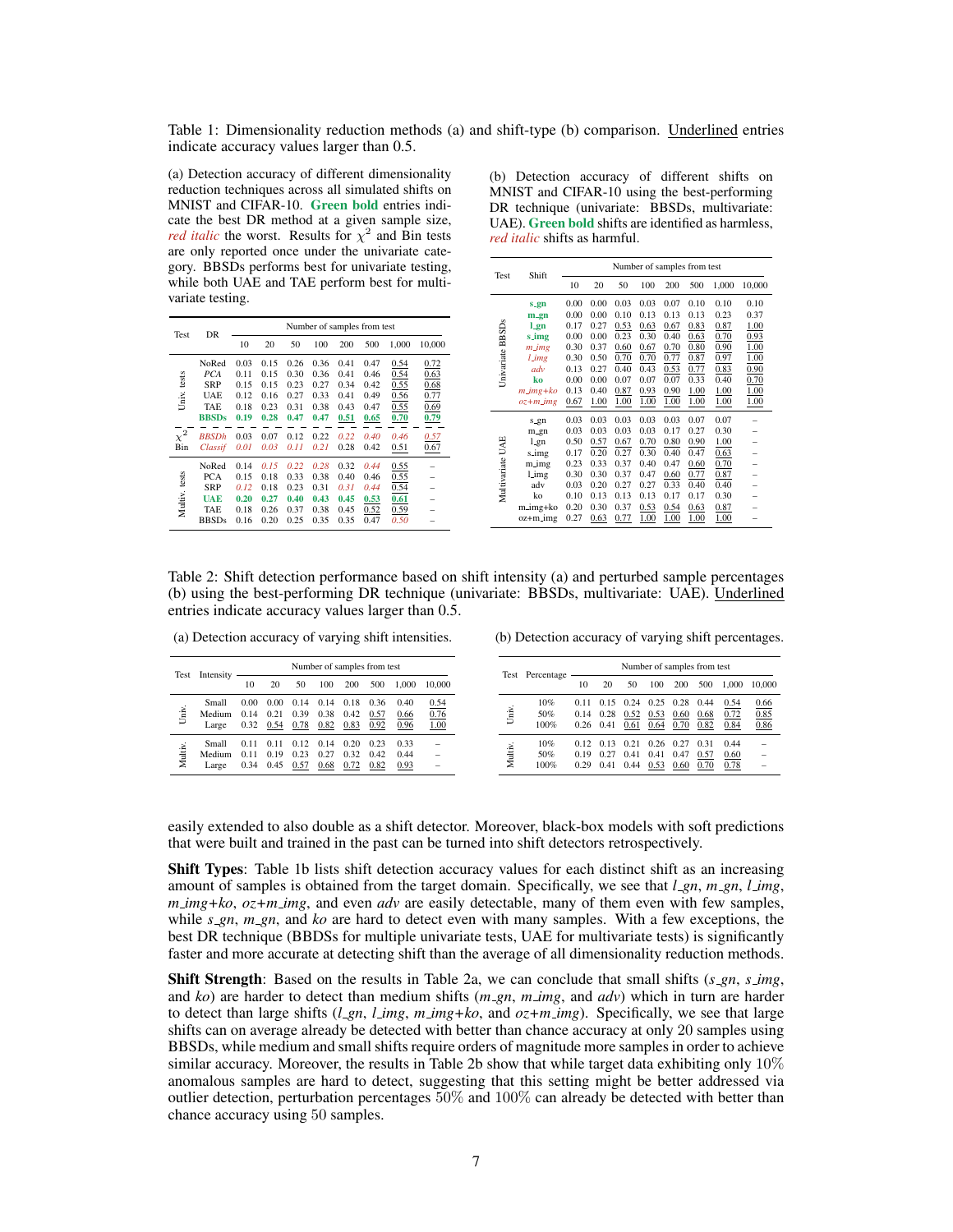Table 1: Dimensionality reduction methods (a) and shift-type (b) comparison. Underlined entries indicate accuracy values larger than 0.5.

(a) Detection accuracy of different dimensionality reduction techniques across all simulated shifts on MNIST and CIFAR-10. **Green bold** entries indicate the best DR method at a given sample size, *red italic* the worst. Results for $\chi^2$ and Bin tests are only reported once under the univariate category. BBSDs performs best for univariate testing, while both UAE and TAE perform best for multivariate testing.

| Test | DR | Number of samples from test | | | | | | | |
|---|---|---|---|---|---|---|---|---|---|
| | | 10 | 20 | 50 | 100 | 200 | 500 | 1,000 | 10,000 |
| Univ. tests | NoRed | 0.03 | 0.15 | 0.26 | 0.36 | 0.41 | 0.47 | 0.54 | 0.72 |
| | *PCA* | 0.11 | 0.15 | 0.30 | 0.36 | 0.41 | 0.46 | 0.54 | 0.63 |
| | SRP | 0.15 | 0.15 | 0.23 | 0.27 | 0.34 | 0.42 | 0.55 | 0.68 |
| | UAE | 0.12 | 0.16 | 0.27 | 0.33 | 0.41 | 0.49 | 0.56 | 0.77 |
| | TAE | 0.18 | 0.23 | 0.31 | 0.38 | 0.43 | 0.47 | 0.55 | 0.69 |
| | **BBSDs** | **0.19** | **0.28** | **0.47** | **0.47** | **0.51** | **0.65** | **0.70** | **0.79** |
| $\chi^2$ | *BBSDh* | 0.03 | 0.07 | 0.12 | 0.22 | *0.22* | *0.40* | *0.46* | *0.57* |
| Bin | *Classif* | *0.01* | *0.03* | *0.11* | *0.21* | 0.28 | 0.42 | 0.51 | 0.67 |
| Multiv. tests | NoRed | 0.14 | *0.15* | *0.22* | *0.28* | 0.32 | *0.44* | 0.55 | – |
| | PCA | 0.15 | 0.18 | 0.33 | 0.38 | 0.40 | 0.46 | 0.55 | – |
| | SRP | *0.12* | 0.18 | 0.23 | 0.31 | *0.31* | *0.44* | 0.54 | – |
| | **UAE** | **0.20** | **0.27** | **0.40** | **0.43** | **0.45** | **0.53** | **0.61** | – |
| | TAE | 0.18 | 0.26 | 0.37 | 0.38 | 0.45 | 0.52 | 0.59 | – |
| | BBSDs | 0.16 | 0.20 | 0.25 | 0.35 | 0.35 | 0.47 | *0.50* | – |

(b) Detection accuracy of different shifts on MNIST and CIFAR-10 using the best-performing DR technique (univariate: BBSDs, multivariate: UAE). **Green bold** shifts are identified as harmless, *red italic* shifts as harmful.

| Test | Shift | Number of samples from test | | | | | | | |
|---|---|---|---|---|---|---|---|---|---|
| | | 10 | 20 | 50 | 100 | 200 | 500 | 1,000 | 10,000 |
| Univariate BBSDs | **s_gn** | 0.00 | 0.00 | 0.03 | 0.03 | 0.07 | 0.10 | 0.10 | 0.10 |
| | **m_gn** | 0.00 | 0.00 | 0.10 | 0.13 | 0.13 | 0.13 | 0.23 | 0.37 |
| | **l_gn** | 0.17 | 0.27 | 0.53 | 0.63 | 0.67 | 0.83 | 0.87 | 1.00 |
| | **s_img** | 0.00 | 0.00 | 0.23 | 0.30 | 0.40 | 0.63 | 0.70 | 0.93 |
| | *m_img* | 0.30 | 0.37 | 0.60 | 0.67 | 0.70 | 0.80 | 0.90 | 1.00 |
| | *l_img* | 0.30 | 0.50 | 0.70 | 0.70 | 0.77 | 0.87 | 0.97 | 1.00 |
| | *adv* | 0.13 | 0.27 | 0.40 | 0.43 | 0.53 | 0.77 | 0.83 | 0.90 |
| | **ko** | 0.00 | 0.00 | 0.07 | 0.07 | 0.07 | 0.33 | 0.40 | 0.70 |
| | *m_img+ko* | 0.13 | 0.40 | 0.87 | 0.93 | 0.90 | 1.00 | 1.00 | 1.00 |
| | *oz+m_img* | 0.67 | 1.00 | 1.00 | 1.00 | 1.00 | 1.00 | 1.00 | 1.00 |
| Multivariate UAE | s_gn | 0.03 | 0.03 | 0.03 | 0.03 | 0.03 | 0.07 | 0.07 | – |
| | m_gn | 0.03 | 0.03 | 0.03 | 0.03 | 0.17 | 0.27 | 0.30 | – |
| | l_gn | 0.50 | 0.57 | 0.67 | 0.70 | 0.80 | 0.90 | 1.00 | – |
| | s_img | 0.17 | 0.20 | 0.27 | 0.30 | 0.40 | 0.47 | 0.63 | – |
| | m_img | 0.23 | 0.33 | 0.37 | 0.40 | 0.47 | 0.60 | 0.70 | – |
| | l_img | 0.30 | 0.30 | 0.37 | 0.47 | 0.60 | 0.77 | 0.87 | – |
| | adv | 0.03 | 0.20 | 0.27 | 0.27 | 0.33 | 0.40 | 0.40 | – |
| | ko | 0.10 | 0.13 | 0.13 | 0.13 | 0.17 | 0.17 | 0.30 | – |
| | m_img+ko | 0.20 | 0.30 | 0.37 | 0.53 | 0.54 | 0.63 | 0.87 | – |
| | oz+m_img | 0.27 | 0.63 | 0.77 | 1.00 | 1.00 | 1.00 | 1.00 | – |

Table 2: Shift detection performance based on shift intensity (a) and perturbed sample percentages (b) using the best-performing DR technique (univariate: BBSDs, multivariate: UAE). Underlined entries indicate accuracy values larger than 0.5.

(a) Detection accuracy of varying shift intensities.

| Test | Intensity | Number of samples from test | | | | | | | |
|---|---|---|---|---|---|---|---|---|---|
| | | 10 | 20 | 50 | 100 | 200 | 500 | 1,000 | 10,000 |
| Univ. | Small | 0.00 | 0.00 | 0.14 | 0.14 | 0.18 | 0.36 | 0.40 | 0.54 |
| | Medium | 0.14 | 0.21 | 0.39 | 0.38 | 0.42 | 0.57 | 0.66 | 0.76 |
| | Large | 0.32 | 0.54 | 0.78 | 0.82 | 0.83 | 0.92 | 0.96 | 1.00 |
| Multiv. | Small | 0.11 | 0.11 | 0.12 | 0.14 | 0.20 | 0.23 | 0.33 | – |
| | Medium | 0.11 | 0.19 | 0.23 | 0.27 | 0.32 | 0.42 | 0.44 | – |
| | Large | 0.34 | 0.45 | 0.57 | 0.68 | 0.72 | 0.82 | 0.93 | – |

(b) Detection accuracy of varying shift percentages.

| Test | Percentage | Number of samples from test | | | | | | | |
|---|---|---|---|---|---|---|---|---|---|
| | | 10 | 20 | 50 | 100 | 200 | 500 | 1,000 | 10,000 |
| Univ. | 10% | 0.11 | 0.15 | 0.24 | 0.25 | 0.28 | 0.44 | 0.54 | 0.66 |
| | 50% | 0.14 | 0.28 | 0.52 | 0.53 | 0.60 | 0.68 | 0.72 | 0.85 |
| | 100% | 0.26 | 0.41 | 0.61 | 0.64 | 0.70 | 0.82 | 0.84 | 0.86 |
| Multiv. | 10% | 0.12 | 0.13 | 0.21 | 0.26 | 0.27 | 0.31 | 0.44 | – |
| | 50% | 0.19 | 0.27 | 0.41 | 0.41 | 0.47 | 0.57 | 0.60 | – |
| | 100% | 0.29 | 0.41 | 0.44 | 0.53 | 0.60 | 0.70 | 0.78 | – |

easily extended to also double as a shift detector. Moreover, black-box models with soft predictions that were built and trained in the past can be turned into shift detectors retrospectively.

**Shift Types**: Table 1b lists shift detection accuracy values for each distinct shift as an increasing amount of samples is obtained from the target domain. Specifically, we see that *l_gn*, *m_gn*, *l_img*, *m_img+ko*, *oz+m_img*, and even *adv* are easily detectable, many of them even with few samples, while *s_gn*, *m_gn*, and *ko* are hard to detect even with many samples. With a few exceptions, the best DR technique (BBDSs for multiple univariate tests, UAE for multivariate tests) is significantly faster and more accurate at detecting shift than the average of all dimensionality reduction methods.

**Shift Strength**: Based on the results in Table 2a, we can conclude that small shifts (*s_gn*, *s_img*, and *ko*) are harder to detect than medium shifts (*m_gn*, *m_img*, and *adv*) which in turn are harder to detect than large shifts (*l_gn*, *l_img*, *m_img+ko*, and *oz+m_img*). Specifically, we see that large shifts can on average already be detected with better than chance accuracy at only 20 samples using BBSDs, while medium and small shifts require orders of magnitude more samples in order to achieve similar accuracy. Moreover, the results in Table 2b show that while target data exhibiting only $10\%$ anomalous samples are hard to detect, suggesting that this setting might be better addressed via outlier detection, perturbation percentages $50\%$ and $100\%$ can already be detected with better than chance accuracy using $50$ samples.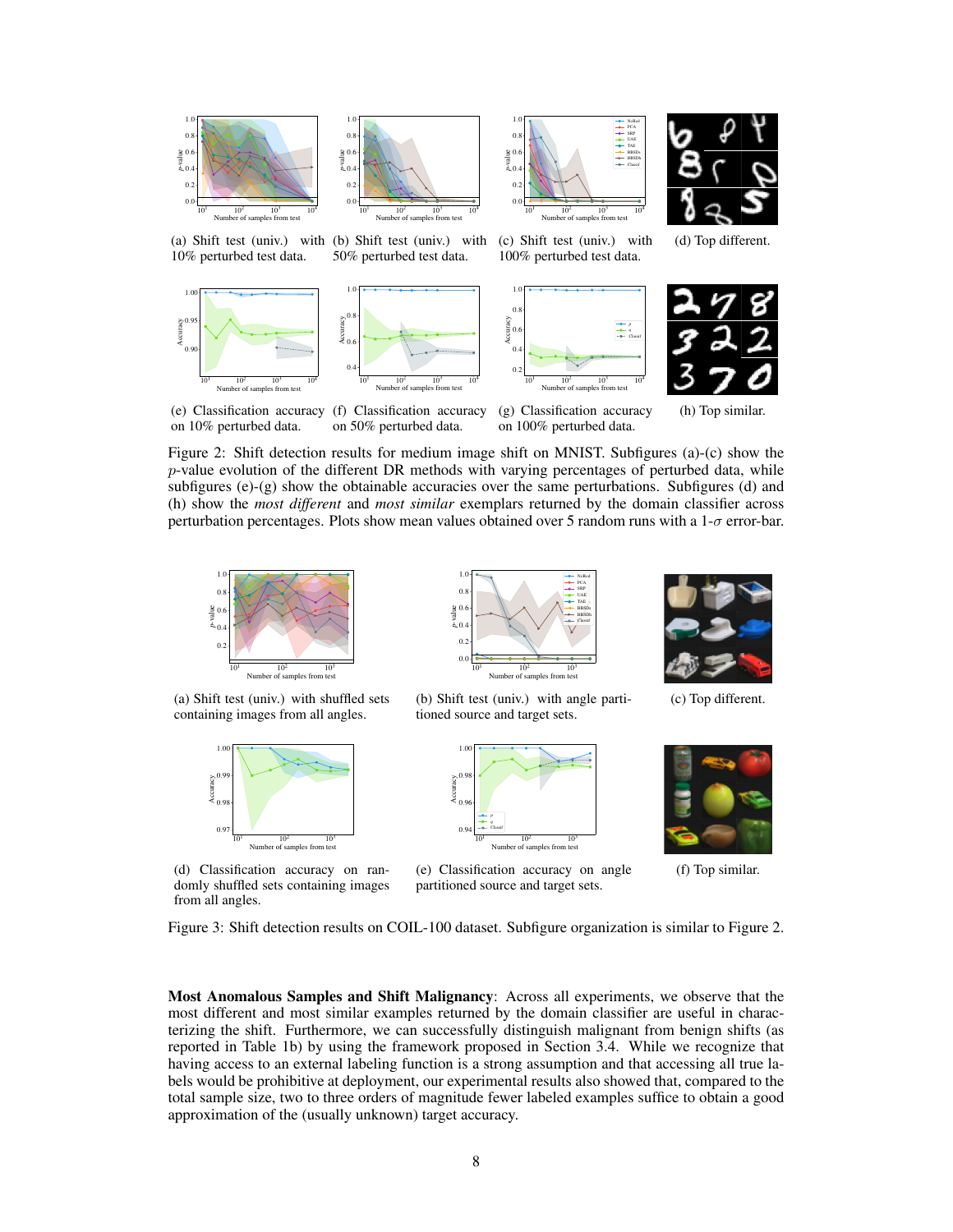(a) Shift test (univ.) with 10% perturbed test data.

(b) Shift test (univ.) with 50% perturbed test data.

(c) Shift test (univ.) with 100% perturbed test data.

(d) Top different.

(e) Classification accuracy on 10% perturbed data.

(f) Classification accuracy on 50% perturbed data.

(g) Classification accuracy on 100% perturbed data.

(h) Top similar.

Figure 2: Shift detection results for medium image shift on MNIST. Subfigures (a)-(c) show the $p$-value evolution of the different DR methods with varying percentages of perturbed data, while subfigures (e)-(g) show the obtainable accuracies over the same perturbations. Subfigures (d) and (h) show the *most different* and *most similar* exemplars returned by the domain classifier across perturbation percentages. Plots show mean values obtained over 5 random runs with a 1-$\sigma$ error-bar.

(a) Shift test (univ.) with shuffled sets containing images from all angles.

(b) Shift test (univ.) with angle partitioned source and target sets.

(c) Top different.

(d) Classification accuracy on randomly shuffled sets containing images from all angles.

(e) Classification accuracy on angle partitioned source and target sets.

(f) Top similar.

Figure 3: Shift detection results on COIL-100 dataset. Subfigure organization is similar to Figure 2.

**Most Anomalous Samples and Shift Malignancy**: Across all experiments, we observe that the most different and most similar examples returned by the domain classifier are useful in characterizing the shift. Furthermore, we can successfully distinguish malignant from benign shifts (as reported in Table 1b) by using the framework proposed in Section 3.4. While we recognize that having access to an external labeling function is a strong assumption and that accessing all true labels would be prohibitive at deployment, our experimental results also showed that, compared to the total sample size, two to three orders of magnitude fewer labeled examples suffice to obtain a good approximation of the (usually unknown) target accuracy.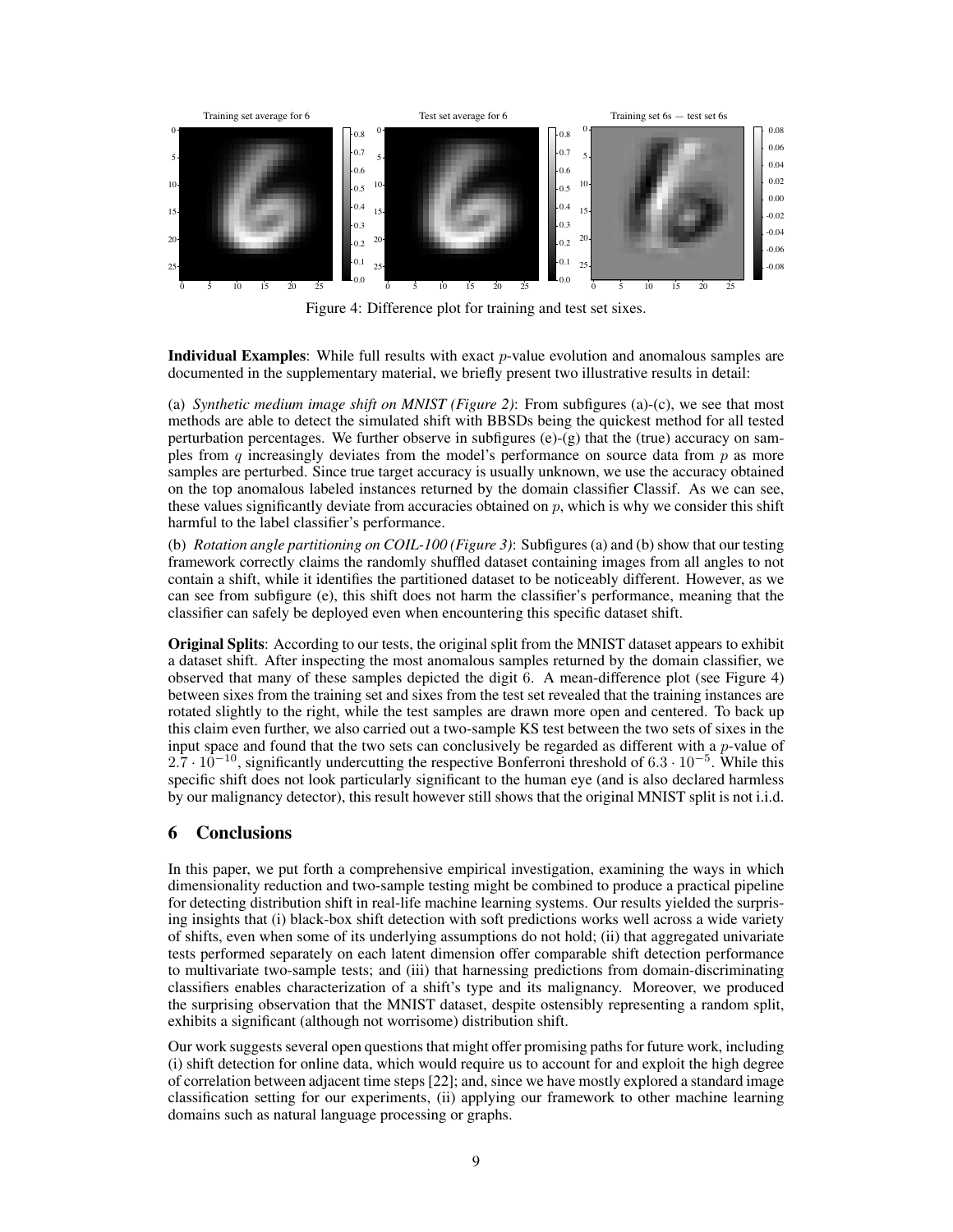Figure 4: Difference plot for training and test set sixes.

**Individual Examples**: While full results with exact $p$-value evolution and anomalous samples are documented in the supplementary material, we briefly present two illustrative results in detail:

(a) *Synthetic medium image shift on MNIST (Figure 2)*: From subfigures (a)-(c), we see that most methods are able to detect the simulated shift with BBSDs being the quickest method for all tested perturbation percentages. We further observe in subfigures (e)-(g) that the (true) accuracy on samples from $q$ increasingly deviates from the model's performance on source data from $p$ as more samples are perturbed. Since true target accuracy is usually unknown, we use the accuracy obtained on the top anomalous labeled instances returned by the domain classifier Classif. As we can see, these values significantly deviate from accuracies obtained on $p$, which is why we consider this shift harmful to the label classifier's performance.

(b) *Rotation angle partitioning on COIL-100 (Figure 3)*: Subfigures (a) and (b) show that our testing framework correctly claims the randomly shuffled dataset containing images from all angles to not contain a shift, while it identifies the partitioned dataset to be noticeably different. However, as we can see from subfigure (e), this shift does not harm the classifier's performance, meaning that the classifier can safely be deployed even when encountering this specific dataset shift.

**Original Splits**: According to our tests, the original split from the MNIST dataset appears to exhibit a dataset shift. After inspecting the most anomalous samples returned by the domain classifier, we observed that many of these samples depicted the digit 6. A mean-difference plot (see Figure 4) between sixes from the training set and sixes from the test set revealed that the training instances are rotated slightly to the right, while the test samples are drawn more open and centered. To back up this claim even further, we also carried out a two-sample KS test between the two sets of sixes in the input space and found that the two sets can conclusively be regarded as different with a $p$-value of $2.7 \cdot 10^{-10}$, significantly undercutting the respective Bonferroni threshold of $6.3 \cdot 10^{-5}$. While this specific shift does not look particularly significant to the human eye (and is also declared harmless by our malignancy detector), this result however still shows that the original MNIST split is not i.i.d.

## 6 Conclusions

In this paper, we put forth a comprehensive empirical investigation, examining the ways in which dimensionality reduction and two-sample testing might be combined to produce a practical pipeline for detecting distribution shift in real-life machine learning systems. Our results yielded the surprising insights that (i) black-box shift detection with soft predictions works well across a wide variety of shifts, even when some of its underlying assumptions do not hold; (ii) that aggregated univariate tests performed separately on each latent dimension offer comparable shift detection performance to multivariate two-sample tests; and (iii) that harnessing predictions from domain-discriminating classifiers enables characterization of a shift's type and its malignancy. Moreover, we produced the surprising observation that the MNIST dataset, despite ostensibly representing a random split, exhibits a significant (although not worrisome) distribution shift.

Our work suggests several open questions that might offer promising paths for future work, including (i) shift detection for online data, which would require us to account for and exploit the high degree of correlation between adjacent time steps [22]; and, since we have mostly explored a standard image classification setting for our experiments, (ii) applying our framework to other machine learning domains such as natural language processing or graphs.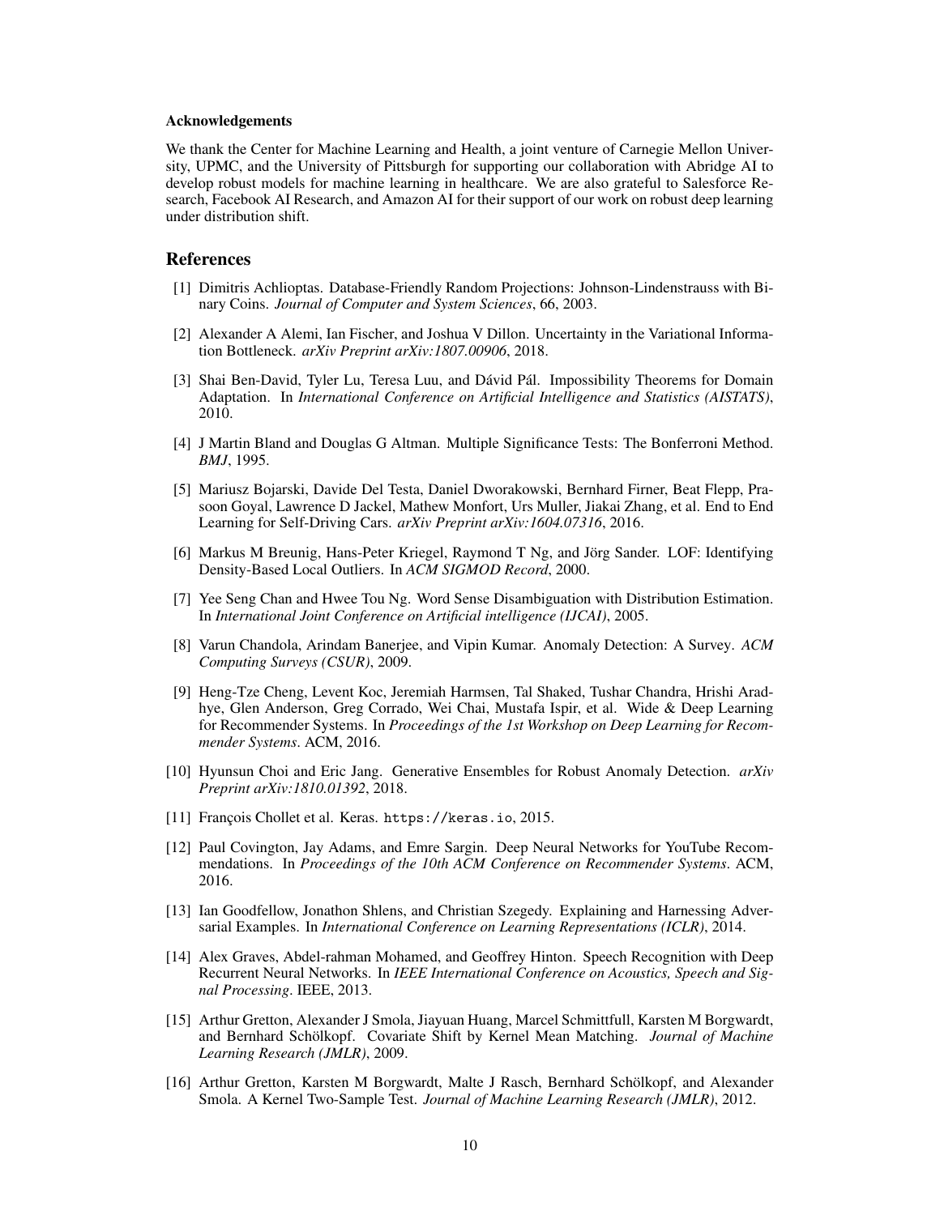#### Acknowledgements

We thank the Center for Machine Learning and Health, a joint venture of Carnegie Mellon University, UPMC, and the University of Pittsburgh for supporting our collaboration with Abridge AI to develop robust models for machine learning in healthcare. We are also grateful to Salesforce Research, Facebook AI Research, and Amazon AI for their support of our work on robust deep learning under distribution shift.

## References

[1] Dimitris Achlioptas. Database-Friendly Random Projections: Johnson-Lindenstrauss with Binary Coins. *Journal of Computer and System Sciences*, 66, 2003.

[2] Alexander A Alemi, Ian Fischer, and Joshua V Dillon. Uncertainty in the Variational Information Bottleneck. *arXiv Preprint arXiv:1807.00906*, 2018.

[3] Shai Ben-David, Tyler Lu, Teresa Luu, and Dávid Pál. Impossibility Theorems for Domain Adaptation. In *International Conference on Artificial Intelligence and Statistics (AISTATS)*, 2010.

[4] J Martin Bland and Douglas G Altman. Multiple Significance Tests: The Bonferroni Method. *BMJ*, 1995.

[5] Mariusz Bojarski, Davide Del Testa, Daniel Dworakowski, Bernhard Firner, Beat Flepp, Prasoon Goyal, Lawrence D Jackel, Mathew Monfort, Urs Muller, Jiakai Zhang, et al. End to End Learning for Self-Driving Cars. *arXiv Preprint arXiv:1604.07316*, 2016.

[6] Markus M Breunig, Hans-Peter Kriegel, Raymond T Ng, and Jörg Sander. LOF: Identifying Density-Based Local Outliers. In *ACM SIGMOD Record*, 2000.

[7] Yee Seng Chan and Hwee Tou Ng. Word Sense Disambiguation with Distribution Estimation. In *International Joint Conference on Artificial intelligence (IJCAI)*, 2005.

[8] Varun Chandola, Arindam Banerjee, and Vipin Kumar. Anomaly Detection: A Survey. *ACM Computing Surveys (CSUR)*, 2009.

[9] Heng-Tze Cheng, Levent Koc, Jeremiah Harmsen, Tal Shaked, Tushar Chandra, Hrishi Aradhye, Glen Anderson, Greg Corrado, Wei Chai, Mustafa Ispir, et al. Wide & Deep Learning for Recommender Systems. In *Proceedings of the 1st Workshop on Deep Learning for Recommender Systems*. ACM, 2016.

[10] Hyunsun Choi and Eric Jang. Generative Ensembles for Robust Anomaly Detection. *arXiv Preprint arXiv:1810.01392*, 2018.

[11] François Chollet et al. Keras. `https://keras.io`, 2015.

[12] Paul Covington, Jay Adams, and Emre Sargin. Deep Neural Networks for YouTube Recommendations. In *Proceedings of the 10th ACM Conference on Recommender Systems*. ACM, 2016.

[13] Ian Goodfellow, Jonathon Shlens, and Christian Szegedy. Explaining and Harnessing Adversarial Examples. In *International Conference on Learning Representations (ICLR)*, 2014.

[14] Alex Graves, Abdel-rahman Mohamed, and Geoffrey Hinton. Speech Recognition with Deep Recurrent Neural Networks. In *IEEE International Conference on Acoustics, Speech and Signal Processing*. IEEE, 2013.

[15] Arthur Gretton, Alexander J Smola, Jiayuan Huang, Marcel Schmittfull, Karsten M Borgwardt, and Bernhard Schölkopf. Covariate Shift by Kernel Mean Matching. *Journal of Machine Learning Research (JMLR)*, 2009.

[16] Arthur Gretton, Karsten M Borgwardt, Malte J Rasch, Bernhard Schölkopf, and Alexander Smola. A Kernel Two-Sample Test. *Journal of Machine Learning Research (JMLR)*, 2012.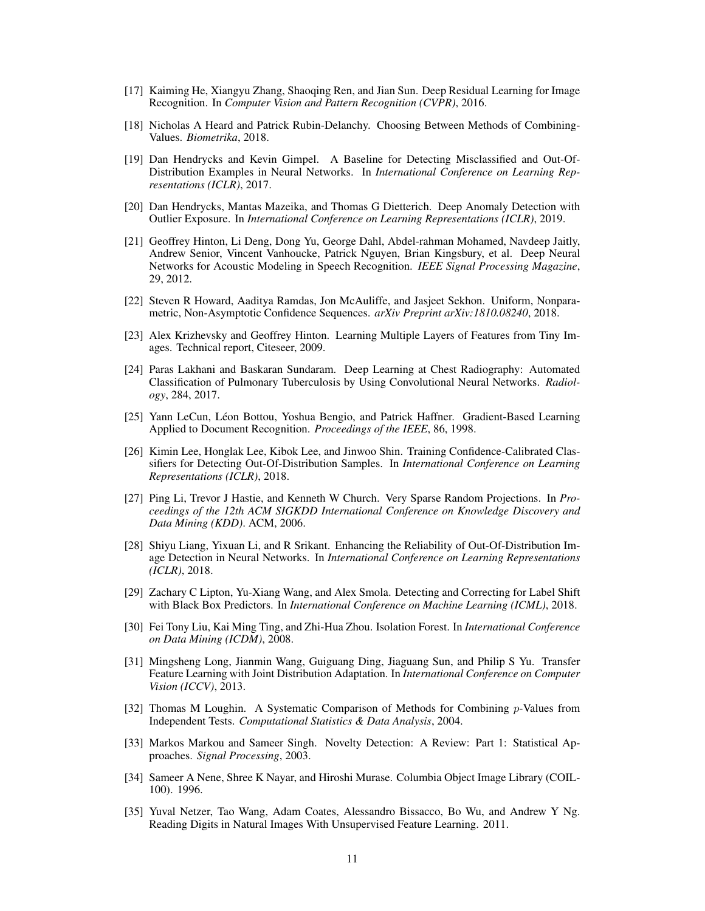[17] Kaiming He, Xiangyu Zhang, Shaoqing Ren, and Jian Sun. Deep Residual Learning for Image Recognition. In *Computer Vision and Pattern Recognition (CVPR)*, 2016.

[18] Nicholas A Heard and Patrick Rubin-Delanchy. Choosing Between Methods of Combining-Values. *Biometrika*, 2018.

[19] Dan Hendrycks and Kevin Gimpel. A Baseline for Detecting Misclassified and Out-Of-Distribution Examples in Neural Networks. In *International Conference on Learning Representations (ICLR)*, 2017.

[20] Dan Hendrycks, Mantas Mazeika, and Thomas G Dietterich. Deep Anomaly Detection with Outlier Exposure. In *International Conference on Learning Representations (ICLR)*, 2019.

[21] Geoffrey Hinton, Li Deng, Dong Yu, George Dahl, Abdel-rahman Mohamed, Navdeep Jaitly, Andrew Senior, Vincent Vanhoucke, Patrick Nguyen, Brian Kingsbury, et al. Deep Neural Networks for Acoustic Modeling in Speech Recognition. *IEEE Signal Processing Magazine*, 29, 2012.

[22] Steven R Howard, Aaditya Ramdas, Jon McAuliffe, and Jasjeet Sekhon. Uniform, Nonparametric, Non-Asymptotic Confidence Sequences. *arXiv Preprint arXiv:1810.08240*, 2018.

[23] Alex Krizhevsky and Geoffrey Hinton. Learning Multiple Layers of Features from Tiny Images. Technical report, Citeseer, 2009.

[24] Paras Lakhani and Baskaran Sundaram. Deep Learning at Chest Radiography: Automated Classification of Pulmonary Tuberculosis by Using Convolutional Neural Networks. *Radiology*, 284, 2017.

[25] Yann LeCun, Léon Bottou, Yoshua Bengio, and Patrick Haffner. Gradient-Based Learning Applied to Document Recognition. *Proceedings of the IEEE*, 86, 1998.

[26] Kimin Lee, Honglak Lee, Kibok Lee, and Jinwoo Shin. Training Confidence-Calibrated Classifiers for Detecting Out-Of-Distribution Samples. In *International Conference on Learning Representations (ICLR)*, 2018.

[27] Ping Li, Trevor J Hastie, and Kenneth W Church. Very Sparse Random Projections. In *Proceedings of the 12th ACM SIGKDD International Conference on Knowledge Discovery and Data Mining (KDD)*. ACM, 2006.

[28] Shiyu Liang, Yixuan Li, and R Srikant. Enhancing the Reliability of Out-Of-Distribution Image Detection in Neural Networks. In *International Conference on Learning Representations (ICLR)*, 2018.

[29] Zachary C Lipton, Yu-Xiang Wang, and Alex Smola. Detecting and Correcting for Label Shift with Black Box Predictors. In *International Conference on Machine Learning (ICML)*, 2018.

[30] Fei Tony Liu, Kai Ming Ting, and Zhi-Hua Zhou. Isolation Forest. In *International Conference on Data Mining (ICDM)*, 2008.

[31] Mingsheng Long, Jianmin Wang, Guiguang Ding, Jiaguang Sun, and Philip S Yu. Transfer Feature Learning with Joint Distribution Adaptation. In *International Conference on Computer Vision (ICCV)*, 2013.

[32] Thomas M Loughin. A Systematic Comparison of Methods for Combining $p$-Values from Independent Tests. *Computational Statistics & Data Analysis*, 2004.

[33] Markos Markou and Sameer Singh. Novelty Detection: A Review: Part 1: Statistical Approaches. *Signal Processing*, 2003.

[34] Sameer A Nene, Shree K Nayar, and Hiroshi Murase. Columbia Object Image Library (COIL-100). 1996.

[35] Yuval Netzer, Tao Wang, Adam Coates, Alessandro Bissacco, Bo Wu, and Andrew Y Ng. Reading Digits in Natural Images With Unsupervised Feature Learning. 2011.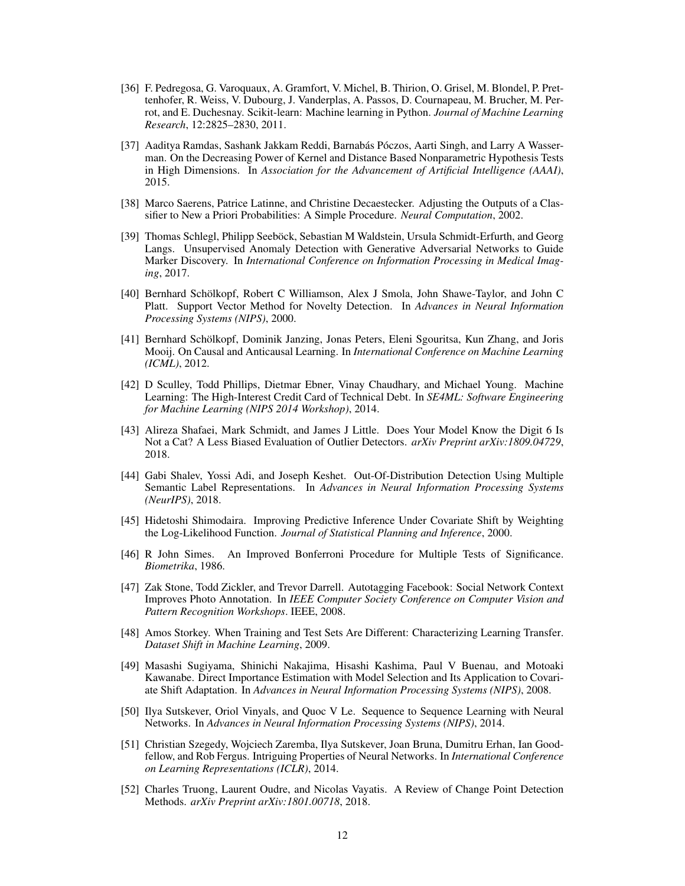[36] F. Pedregosa, G. Varoquaux, A. Gramfort, V. Michel, B. Thirion, O. Grisel, M. Blondel, P. Prettenhofer, R. Weiss, V. Dubourg, J. Vanderplas, A. Passos, D. Cournapeau, M. Brucher, M. Perrot, and E. Duchesnay. Scikit-learn: Machine learning in Python. *Journal of Machine Learning Research*, 12:2825–2830, 2011.

[37] Aaditya Ramdas, Sashank Jakkam Reddi, Barnabás Póczos, Aarti Singh, and Larry A Wasserman. On the Decreasing Power of Kernel and Distance Based Nonparametric Hypothesis Tests in High Dimensions. In *Association for the Advancement of Artificial Intelligence (AAAI)*, 2015.

[38] Marco Saerens, Patrice Latinne, and Christine Decaestecker. Adjusting the Outputs of a Classifier to New a Priori Probabilities: A Simple Procedure. *Neural Computation*, 2002.

[39] Thomas Schlegl, Philipp Seeböck, Sebastian M Waldstein, Ursula Schmidt-Erfurth, and Georg Langs. Unsupervised Anomaly Detection with Generative Adversarial Networks to Guide Marker Discovery. In *International Conference on Information Processing in Medical Imaging*, 2017.

[40] Bernhard Schölkopf, Robert C Williamson, Alex J Smola, John Shawe-Taylor, and John C Platt. Support Vector Method for Novelty Detection. In *Advances in Neural Information Processing Systems (NIPS)*, 2000.

[41] Bernhard Schölkopf, Dominik Janzing, Jonas Peters, Eleni Sgouritsa, Kun Zhang, and Joris Mooij. On Causal and Anticausal Learning. In *International Conference on Machine Learning (ICML)*, 2012.

[42] D Sculley, Todd Phillips, Dietmar Ebner, Vinay Chaudhary, and Michael Young. Machine Learning: The High-Interest Credit Card of Technical Debt. In *SE4ML: Software Engineering for Machine Learning (NIPS 2014 Workshop)*, 2014.

[43] Alireza Shafaei, Mark Schmidt, and James J Little. Does Your Model Know the Digit 6 Is Not a Cat? A Less Biased Evaluation of Outlier Detectors. *arXiv Preprint arXiv:1809.04729*, 2018.

[44] Gabi Shalev, Yossi Adi, and Joseph Keshet. Out-Of-Distribution Detection Using Multiple Semantic Label Representations. In *Advances in Neural Information Processing Systems (NeurIPS)*, 2018.

[45] Hidetoshi Shimodaira. Improving Predictive Inference Under Covariate Shift by Weighting the Log-Likelihood Function. *Journal of Statistical Planning and Inference*, 2000.

[46] R John Simes. An Improved Bonferroni Procedure for Multiple Tests of Significance. *Biometrika*, 1986.

[47] Zak Stone, Todd Zickler, and Trevor Darrell. Autotagging Facebook: Social Network Context Improves Photo Annotation. In *IEEE Computer Society Conference on Computer Vision and Pattern Recognition Workshops*. IEEE, 2008.

[48] Amos Storkey. When Training and Test Sets Are Different: Characterizing Learning Transfer. *Dataset Shift in Machine Learning*, 2009.

[49] Masashi Sugiyama, Shinichi Nakajima, Hisashi Kashima, Paul V Buenau, and Motoaki Kawanabe. Direct Importance Estimation with Model Selection and Its Application to Covariate Shift Adaptation. In *Advances in Neural Information Processing Systems (NIPS)*, 2008.

[50] Ilya Sutskever, Oriol Vinyals, and Quoc V Le. Sequence to Sequence Learning with Neural Networks. In *Advances in Neural Information Processing Systems (NIPS)*, 2014.

[51] Christian Szegedy, Wojciech Zaremba, Ilya Sutskever, Joan Bruna, Dumitru Erhan, Ian Goodfellow, and Rob Fergus. Intriguing Properties of Neural Networks. In *International Conference on Learning Representations (ICLR)*, 2014.

[52] Charles Truong, Laurent Oudre, and Nicolas Vayatis. A Review of Change Point Detection Methods. *arXiv Preprint arXiv:1801.00718*, 2018.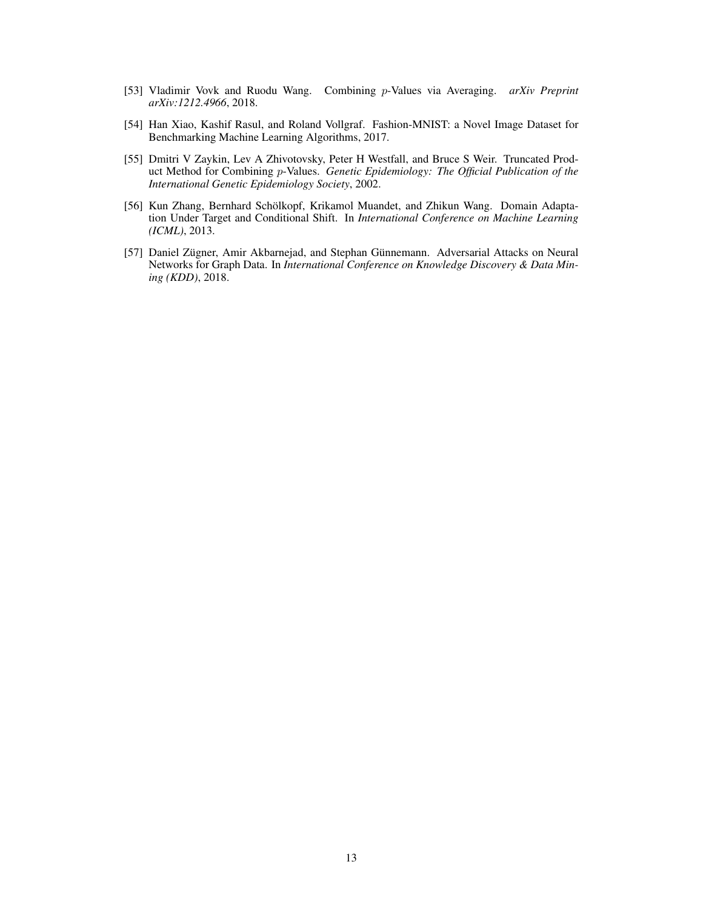[53] Vladimir Vovk and Ruodu Wang. Combining $p$-Values via Averaging. *arXiv Preprint arXiv:1212.4966*, 2018.

[54] Han Xiao, Kashif Rasul, and Roland Vollgraf. Fashion-MNIST: a Novel Image Dataset for Benchmarking Machine Learning Algorithms, 2017.

[55] Dmitri V Zaykin, Lev A Zhivotovsky, Peter H Westfall, and Bruce S Weir. Truncated Product Method for Combining $p$-Values. *Genetic Epidemiology: The Official Publication of the International Genetic Epidemiology Society*, 2002.

[56] Kun Zhang, Bernhard Schölkopf, Krikamol Muandet, and Zhikun Wang. Domain Adaptation Under Target and Conditional Shift. In *International Conference on Machine Learning (ICML)*, 2013.

[57] Daniel Zügner, Amir Akbarnejad, and Stephan Günnemann. Adversarial Attacks on Neural Networks for Graph Data. In *International Conference on Knowledge Discovery & Data Mining (KDD)*, 2018.